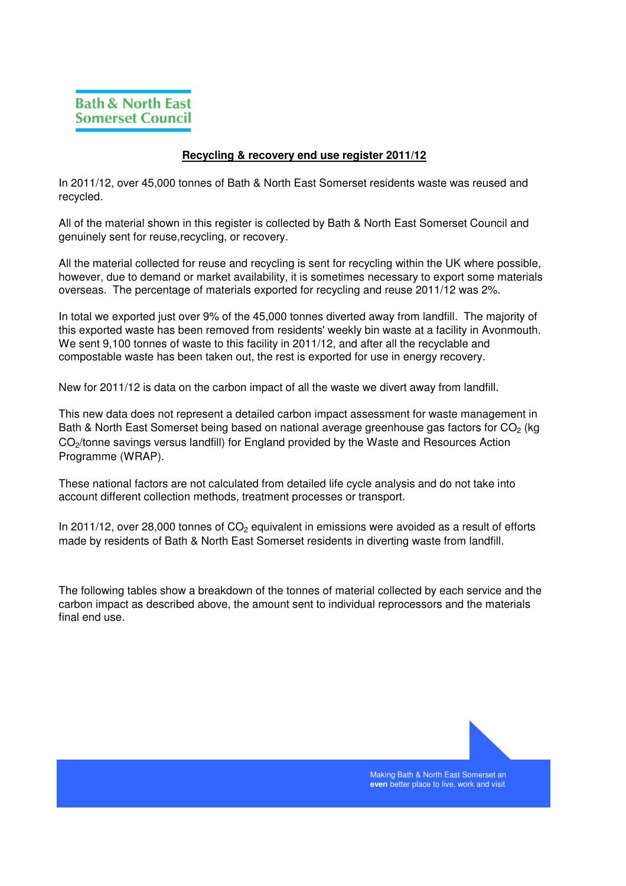Bath & North East Somerset Council

## Recycling & recovery end use register 2011/12

In 2011/12, over 45,000 tonnes of Bath & North East Somerset residents waste was reused and recycled.

All of the material shown in this register is collected by Bath & North East Somerset Council and genuinely sent for reuse,recycling, or recovery.

All the material collected for reuse and recycling is sent for recycling within the UK where possible, however, due to demand or market availability, it is sometimes necessary to export some materials overseas. The percentage of materials exported for recycling and reuse 2011/12 was 2%.

In total we exported just over 9% of the 45,000 tonnes diverted away from landfill. The majority of this exported waste has been removed from residents' weekly bin waste at a facility in Avonmouth. We sent 9,100 tonnes of waste to this facility in 2011/12, and after all the recyclable and compostable waste has been taken out, the rest is exported for use in energy recovery.

New for 2011/12 is data on the carbon impact of all the waste we divert away from landfill.

This new data does not represent a detailed carbon impact assessment for waste management in Bath & North East Somerset being based on national average greenhouse gas factors for $CO_2$ (kg $CO_2$/tonne savings versus landfill) for England provided by the Waste and Resources Action Programme (WRAP).

These national factors are not calculated from detailed life cycle analysis and do not take into account different collection methods, treatment processes or transport.

In 2011/12, over 28,000 tonnes of $CO_2$ equivalent in emissions were avoided as a result of efforts made by residents of Bath & North East Somerset residents in diverting waste from landfill.

The following tables show a breakdown of the tonnes of material collected by each service and the carbon impact as described above, the amount sent to individual reprocessors and the materials final end use.

Making Bath & North East Somerset an **even** better place to live, work and visit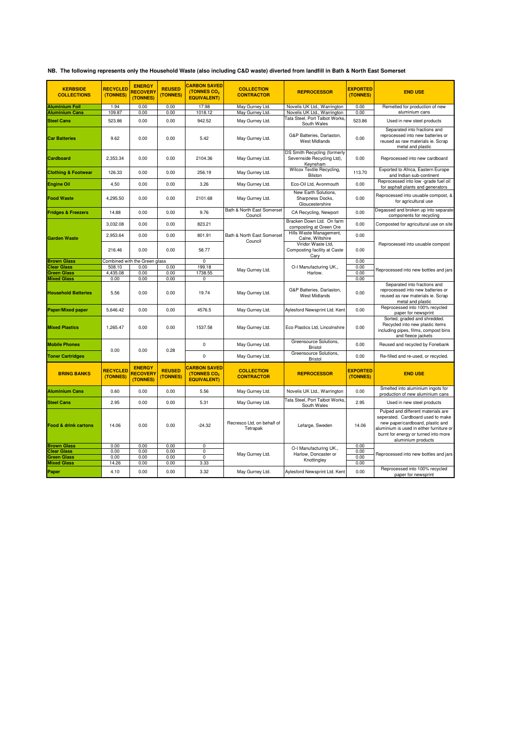**NB. The following represents only the Household Waste (also including C&D waste) diverted from landfill in Bath & North East Somerset**

| KERBSIDE COLLECTIONS | RECYCLED (TONNES) | ENERGY RECOVERY (TONNES) | REUSED (TONNES) | CARBON SAVED (TONNES $CO_2$ EQUIVALENT) | COLLECTION CONTRACTOR | REPROCESSOR | EXPORTED (TONNES) | END USE |
|---|---|---|---|---|---|---|---|---|
| Aluminium Foil | 1.94 | 0.00 | 0.00 | 17.98 | May Gurney Ltd. | Novelis UK Ltd., Warrington | 0.00 | Remelted for production of new aluminium cans |
| Aluminium Cans | 109.87 | 0.00 | 0.00 | 1018.12 | May Gurney Ltd. | Novelis UK Ltd., Warrington | 0.00 | |
| Steel Cans | 523.86 | 0.00 | 0.00 | 942.52 | May Gurney Ltd. | Tata Steel, Port Talbot Works, South Wales | 523.86 | Used in new steel products |
| Car Batteries | 9.62 | 0.00 | 0.00 | 5.42 | May Gurney Ltd. | G&P Batteries, Darlaston, West Midlands | 0.00 | Separated into fractions and reprocessed into new batteries or reused as raw materials ie. Scrap metal and plastic |
| Cardboard | 2,353.34 | 0.00 | 0.00 | 2104.36 | May Gurney Ltd. | DS Smith Recycling (formerly Severnside Recycling Ltd), Keynsham | 0.00 | Reprocessed into new cardboard |
| Clothing & Footwear | 126.33 | 0.00 | 0.00 | 256.19 | May Gurney Ltd. | Wilcox Textile Recycling, Bilston | 113.70 | Exported to Africa, Eastern Europe and Indian sub-continent |
| Engine Oil | 4.50 | 0.00 | 0.00 | 3.26 | May Gurney Ltd. | Eco-Oil Ltd, Avonmouth | 0.00 | Reprocessed into low -grade fuel oil for asphalt plants and generators |
| Food Waste | 4,295.50 | 0.00 | 0.00 | 2101.68 | May Gurney Ltd. | New Earth Solutions, Sharpness Docks, Gloucestershire | 0.00 | Reprocessed into usuable compost, & for agricultural use |
| Fridges & Freezers | 14.88 | 0.00 | 0.00 | 9.76 | Bath & North East Somerset Council | CA Recycling, Newport | 0.00 | Degassed and broken up into separate components for recycling |
| Garden Waste | 3,032.08 | 0.00 | 0.00 | 823.21 | Bath & North East Somerset Council | Bracken Down Ltd. On farm composting at Green Ore | 0.00 | Composted for agricultural use on site |
| | 2,953.64 | 0.00 | 0.00 | 801.91 | | Hills Waste Management, Calne, Wiltshire | 0.00 | Reprocessed into usuable compost |
| | 216.46 | 0.00 | 0.00 | 58.77 | | Viridor Waste Ltd, Composting facility at Caste Cary | 0.00 | |
| Brown Glass | Combined with the Green glass | | | 0 | May Gurney Ltd. | O-I Manufacturing UK., Harlow. | 0.00 | Reprocessed into new bottles and jars |
| Clear Glass | 508.10 | 0.00 | 0.00 | 199.18 | | | 0.00 | |
| Green Glass | 4,435.08 | 0.00 | 0.00 | 1738.55 | | | 0.00 | |
| Mixed Glass | 0.00 | 0.00 | 0.00 | 0 | | | 0.00 | |
| Household Batteries | 5.56 | 0.00 | 0.00 | 19.74 | May Gurney Ltd. | G&P Batteries, Darlaston, West Midlands | 0.00 | Separated into fractions and reprocessed into new batteries or reused as raw materials ie. Scrap metal and plastic |
| Paper/Mixed paper | 5,646.42 | 0.00 | 0.00 | 4576.5 | May Gurney Ltd. | Aylesford Newsprint Ltd. Kent | 0.00 | Reprocessed into 100% recycled paper for newsprint |
| Mixed Plastics | 1,265.47 | 0.00 | 0.00 | 1537.58 | May Gurney Ltd. | Eco Plastics Ltd, Lincolnshire | 0.00 | Sorted, graded and shredded. Recycled into new plastic items including pipes, films, compost bins and fleece jackets |
| Mobile Phones | 0.00 | 0.00 | 0.28 | 0 | May Gurney Ltd. | Greensource Solutions, Bristol | 0.00 | Reused and recycled by Fonebank |
| Toner Cartridges | | | | 0 | May Gurney Ltd. | Greensource Solutions, Bristol | 0.00 | Re-filled and re-used, or recycled. |

| BRING BANKS | RECYCLED (TONNES) | ENERGY RECOVERY (TONNES) | REUSED (TONNES) | CARBON SAVED (TONNES $CO_2$ EQUIVALENT) | COLLECTION CONTRACTOR | REPROCESSOR | EXPORTED (TONNES) | END USE |
|---|---|---|---|---|---|---|---|---|
| Aluminium Cans | 0.60 | 0.00 | 0.00 | 5.56 | May Gurney Ltd. | Novelis UK Ltd., Warrington | 0.00 | Smelted into aluminium ingots for production of new aluminium cans |
| Steel Cans | 2.95 | 0.00 | 0.00 | 5.31 | May Gurney Ltd. | Tata Steel, Port Talbot Works, South Wales | 2.95 | Used in new steel products |
| Food & drink cartons | 14.06 | 0.00 | 0.00 | -24.32 | Recresco Ltd, on behalf of Tetrapak | Lefarge, Sweden | 14.06 | Pulped and different materials are seperated. Cardboard used to make new paper/cardboard, plastic and aluminium is used in either furniture or burnt for energy or turned into more aluminium products |
| Brown Glass | 0.00 | 0.00 | 0.00 | 0 | May Gurney Ltd. | O-I Manufacturing UK., Harlow, Doncaster or Knottingley | 0.00 | Reprocessed into new bottles and jars |
| Clear Glass | 0.00 | 0.00 | 0.00 | 0 | | | 0.00 | |
| Green Glass | 0.00 | 0.00 | 0.00 | 0 | | | 0.00 | |
| Mixed Glass | 14.26 | 0.00 | 0.00 | 3.33 | | | 0.00 | |
| Paper | 4.10 | 0.00 | 0.00 | 3.32 | May Gurney Ltd. | Aylesford Newsprint Ltd. Kent | 0.00 | Reprocessed into 100% recycled paper for newsprint |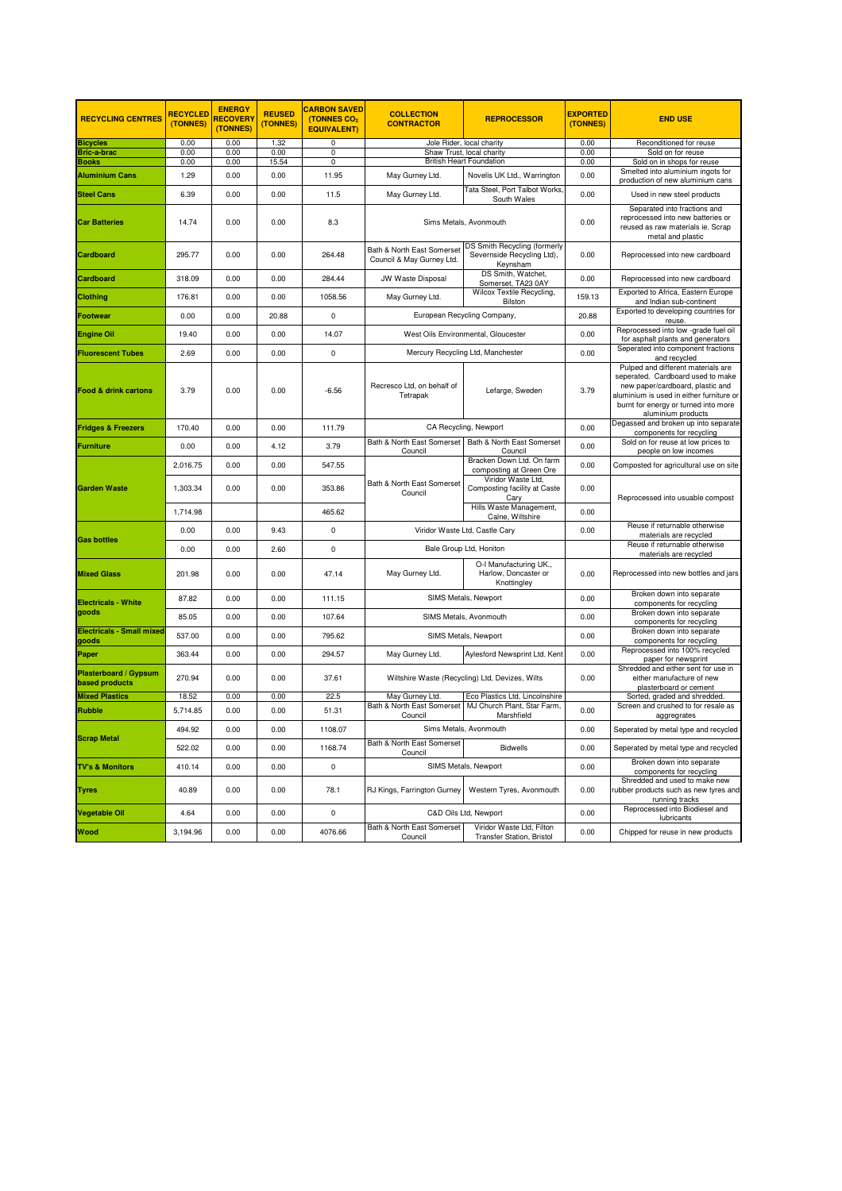| RECYCLING CENTRES | RECYCLED (TONNES) | ENERGY RECOVERY (TONNES) | REUSED (TONNES) | CARBON SAVED (TONNES $CO_2$ EQUIVALENT) | COLLECTION CONTRACTOR | REPROCESSOR | EXPORTED (TONNES) | END USE |
|---|---|---|---|---|---|---|---|---|
| Bicycles | 0.00 | 0.00 | 1.32 | 0 | Jole Rider, local charity | | 0.00 | Reconditioned for reuse |
| Bric-a-brac | 0.00 | 0.00 | 0.00 | 0 | Shaw Trust, local charity | | 0.00 | Sold on for reuse |
| Books | 0.00 | 0.00 | 15.54 | 0 | British Heart Foundation | | 0.00 | Sold on in shops for reuse |
| Aluminium Cans | 1.29 | 0.00 | 0.00 | 11.95 | May Gurney Ltd. | Novelis UK Ltd., Warrington | 0.00 | Smelted into aluminium ingots for production of new aluminium cans |
| Steel Cans | 6.39 | 0.00 | 0.00 | 11.5 | May Gurney Ltd. | Tata Steel, Port Talbot Works, South Wales | 0.00 | Used in new steel products |
| Car Batteries | 14.74 | 0.00 | 0.00 | 8.3 | Sims Metals, Avonmouth | | 0.00 | Separated into fractions and reprocessed into new batteries or reused as raw materials ie. Scrap metal and plastic |
| Cardboard | 295.77 | 0.00 | 0.00 | 264.48 | Bath & North East Somerset Council & May Gurney Ltd. | DS Smith Recycling (formerly Severnside Recycling Ltd), Keynsham | 0.00 | Reprocessed into new cardboard |
| Cardboard | 318.09 | 0.00 | 0.00 | 284.44 | JW Waste Disposal | DS Smith, Watchet, Somerset, TA23 0AY | 0.00 | Reprocessed into new cardboard |
| Clothing | 176.81 | 0.00 | 0.00 | 1058.56 | May Gurney Ltd. | Wilcox Textile Recycling, Bilston | 159.13 | Exported to Africa, Eastern Europe and Indian sub-continent |
| Footwear | 0.00 | 0.00 | 20.88 | 0 | European Recycling Company, | | 20.88 | Exported to developing countries for reuse. |
| Engine Oil | 19.40 | 0.00 | 0.00 | 14.07 | West Oils Environmental, Gloucester | | 0.00 | Reprocessed into low -grade fuel oil for asphalt plants and generators |
| Fluorescent Tubes | 2.69 | 0.00 | 0.00 | 0 | Mercury Recycling Ltd, Manchester | | 0.00 | Seperated into component fractions and recycled |
| Food & drink cartons | 3.79 | 0.00 | 0.00 | -6.56 | Recresco Ltd, on behalf of Tetrapak | Lefarge, Sweden | 3.79 | Pulped and different materials are seperated. Cardboard used to make new paper/cardboard, plastic and aluminium is used in either furniture or burnt for energy or turned into more aluminium products |
| Fridges & Freezers | 170.40 | 0.00 | 0.00 | 111.79 | CA Recycling, Newport | | 0.00 | Degassed and broken up into separate components for recycling |
| Furniture | 0.00 | 0.00 | 4.12 | 3.79 | Bath & North East Somerset Council | Bath & North East Somerset Council | 0.00 | Sold on for reuse at low prices to people on low incomes |
| Garden Waste | 2,016.75 | 0.00 | 0.00 | 547.55 | Bath & North East Somerset Council | Bracken Down Ltd. On farm composting at Green Ore | 0.00 | Composted for agricultural use on site |
| | 1,303.34 | 0.00 | 0.00 | 353.86 | | Viridor Waste Ltd, Composting facility at Caste Cary | 0.00 | Reprocessed into usuable compost |
| | 1,714.98 | | | 465.62 | | Hills Waste Management, Calne, Wiltshire | 0.00 | |
| Gas bottles | 0.00 | 0.00 | 9.43 | 0 | Viridor Waste Ltd, Castle Cary | | 0.00 | Reuse if returnable otherwise materials are recycled |
| | 0.00 | 0.00 | 2.60 | 0 | Bale Group Ltd, Honiton | | | Reuse if returnable otherwise materials are recycled |
| Mixed Glass | 201.98 | 0.00 | 0.00 | 47.14 | May Gurney Ltd. | O-I Manufacturing UK., Harlow, Doncaster or Knottingley | 0.00 | Reprocessed into new bottles and jars |
| Electricals - White goods | 87.82 | 0.00 | 0.00 | 111.15 | SIMS Metals, Newport | | 0.00 | Broken down into separate components for recycling |
| | 85.05 | 0.00 | 0.00 | 107.64 | SIMS Metals, Avonmouth | | 0.00 | Broken down into separate components for recycling |
| Electricals - Small mixed goods | 537.00 | 0.00 | 0.00 | 795.62 | SIMS Metals, Newport | | 0.00 | Broken down into separate components for recycling |
| Paper | 363.44 | 0.00 | 0.00 | 294.57 | May Gurney Ltd. | Aylesford Newsprint Ltd. Kent | 0.00 | Reprocessed into 100% recycled paper for newsprint |
| Plasterboard / Gypsum based products | 270.94 | 0.00 | 0.00 | 37.61 | Wiltshire Waste (Recycling) Ltd, Devizes, Wilts | | 0.00 | Shredded and either sent for use in either manufacture of new plasterboard or cement |
| Mixed Plastics | 18.52 | 0.00 | 0.00 | 22.5 | May Gurney Ltd. | Eco Plastics Ltd, Lincolnshire | | Sorted, graded and shredded. |
| Rubble | 5,714.85 | 0.00 | 0.00 | 51.31 | Bath & North East Somerset Council | MJ Church Plant, Star Farm, Marshfield | 0.00 | Screen and crushed to for resale as aggregrates |
| Scrap Metal | 494.92 | 0.00 | 0.00 | 1108.07 | Sims Metals, Avonmouth | | 0.00 | Seperated by metal type and recycled |
| | 522.02 | 0.00 | 0.00 | 1168.74 | Bath & North East Somerset Council | Bidwells | 0.00 | Seperated by metal type and recycled |
| TV's & Monitors | 410.14 | 0.00 | 0.00 | 0 | SIMS Metals, Newport | | 0.00 | Broken down into separate components for recycling |
| Tyres | 40.89 | 0.00 | 0.00 | 78.1 | RJ Kings, Farrington Gurney | Western Tyres, Avonmouth | 0.00 | Shredded and used to make new rubber products such as new tyres and running tracks |
| Vegetable Oil | 4.64 | 0.00 | 0.00 | 0 | C&D Oils Ltd, Newport | | 0.00 | Reprocessed into Biodiesel and lubricants |
| Wood | 3,194.96 | 0.00 | 0.00 | 4076.66 | Bath & North East Somerset Council | Viridor Waste Ltd, Filton Transfer Station, Bristol | 0.00 | Chipped for reuse in new products |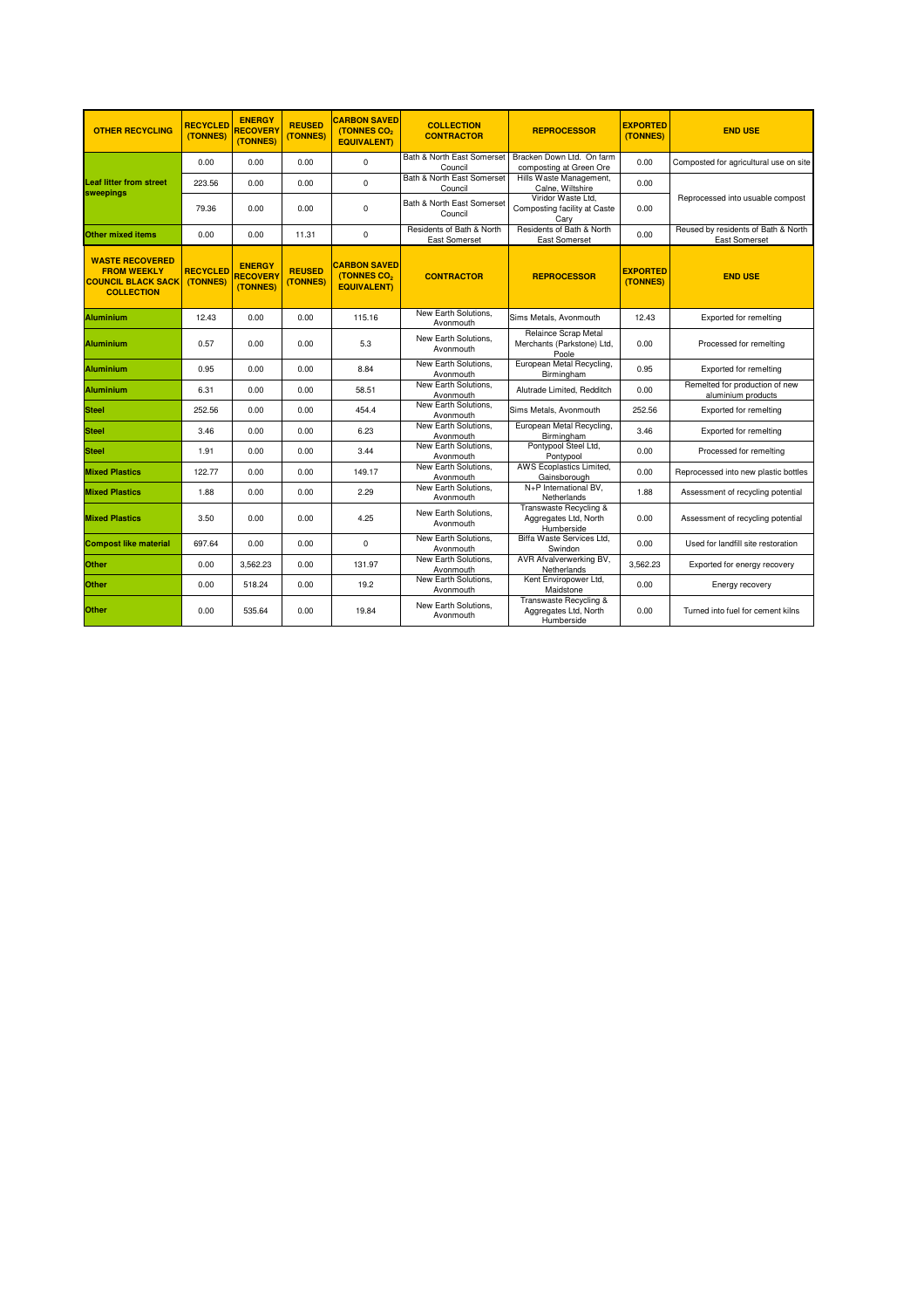| OTHER RECYCLING | RECYCLED (TONNES) | ENERGY RECOVERY (TONNES) | REUSED (TONNES) | CARBON SAVED (TONNES $CO_2$ EQUIVALENT) | COLLECTION CONTRACTOR | REPROCESSOR | EXPORTED (TONNES) | END USE |
|---|---|---|---|---|---|---|---|---|
| Leaf litter from street sweepings | 0.00 | 0.00 | 0.00 | 0 | Bath & North East Somerset Council | Bracken Down Ltd. On farm composting at Green Ore | 0.00 | Composted for agricultural use on site |
| | 223.56 | 0.00 | 0.00 | 0 | Bath & North East Somerset Council | Hills Waste Management, Calne, Wiltshire | 0.00 | Reprocessed into usuable compost |
| | 79.36 | 0.00 | 0.00 | 0 | Bath & North East Somerset Council | Viridor Waste Ltd, Composting facility at Caste Cary | 0.00 | |
| Other mixed items | 0.00 | 0.00 | 11.31 | 0 | Residents of Bath & North East Somerset | Residents of Bath & North East Somerset | 0.00 | Reused by residents of Bath & North East Somerset |
| **WASTE RECOVERED FROM WEEKLY COUNCIL BLACK SACK COLLECTION** | **RECYCLED (TONNES)** | **ENERGY RECOVERY (TONNES)** | **REUSED (TONNES)** | **CARBON SAVED (TONNES $CO_2$ EQUIVALENT)** | **CONTRACTOR** | **REPROCESSOR** | **EXPORTED (TONNES)** | **END USE** |
| Aluminium | 12.43 | 0.00 | 0.00 | 115.16 | New Earth Solutions, Avonmouth | Sims Metals, Avonmouth | 12.43 | Exported for remelting |
| Aluminium | 0.57 | 0.00 | 0.00 | 5.3 | New Earth Solutions, Avonmouth | Relaince Scrap Metal Merchants (Parkstone) Ltd, Poole | 0.00 | Processed for remelting |
| Aluminium | 0.95 | 0.00 | 0.00 | 8.84 | New Earth Solutions, Avonmouth | European Metal Recycling, Birmingham | 0.95 | Exported for remelting |
| Aluminium | 6.31 | 0.00 | 0.00 | 58.51 | New Earth Solutions, Avonmouth | Alutrade Limited, Redditch | 0.00 | Remelted for production of new aluminium products |
| Steel | 252.56 | 0.00 | 0.00 | 454.4 | New Earth Solutions, Avonmouth | Sims Metals, Avonmouth | 252.56 | Exported for remelting |
| Steel | 3.46 | 0.00 | 0.00 | 6.23 | New Earth Solutions, Avonmouth | European Metal Recycling, Birmingham | 3.46 | Exported for remelting |
| Steel | 1.91 | 0.00 | 0.00 | 3.44 | New Earth Solutions, Avonmouth | Pontypool Steel Ltd, Pontypool | 0.00 | Processed for remelting |
| Mixed Plastics | 122.77 | 0.00 | 0.00 | 149.17 | New Earth Solutions, Avonmouth | AWS Ecoplastics Limited, Gainsborough | 0.00 | Reprocessed into new plastic bottles |
| Mixed Plastics | 1.88 | 0.00 | 0.00 | 2.29 | New Earth Solutions, Avonmouth | N+P International BV, Netherlands | 1.88 | Assessment of recycling potential |
| Mixed Plastics | 3.50 | 0.00 | 0.00 | 4.25 | New Earth Solutions, Avonmouth | Transwaste Recycling & Aggregates Ltd, North Humberside | 0.00 | Assessment of recycling potential |
| Compost like material | 697.64 | 0.00 | 0.00 | 0 | New Earth Solutions, Avonmouth | Biffa Waste Services Ltd, Swindon | 0.00 | Used for landfill site restoration |
| Other | 0.00 | 3,562.23 | 0.00 | 131.97 | New Earth Solutions, Avonmouth | AVR Afvalverwerking BV, Netherlands | 3,562.23 | Exported for energy recovery |
| Other | 0.00 | 518.24 | 0.00 | 19.2 | New Earth Solutions, Avonmouth | Kent Enviropower Ltd, Maidstone | 0.00 | Energy recovery |
| Other | 0.00 | 535.64 | 0.00 | 19.84 | New Earth Solutions, Avonmouth | Transwaste Recycling & Aggregates Ltd, North Humberside | 0.00 | Turned into fuel for cement kilns |